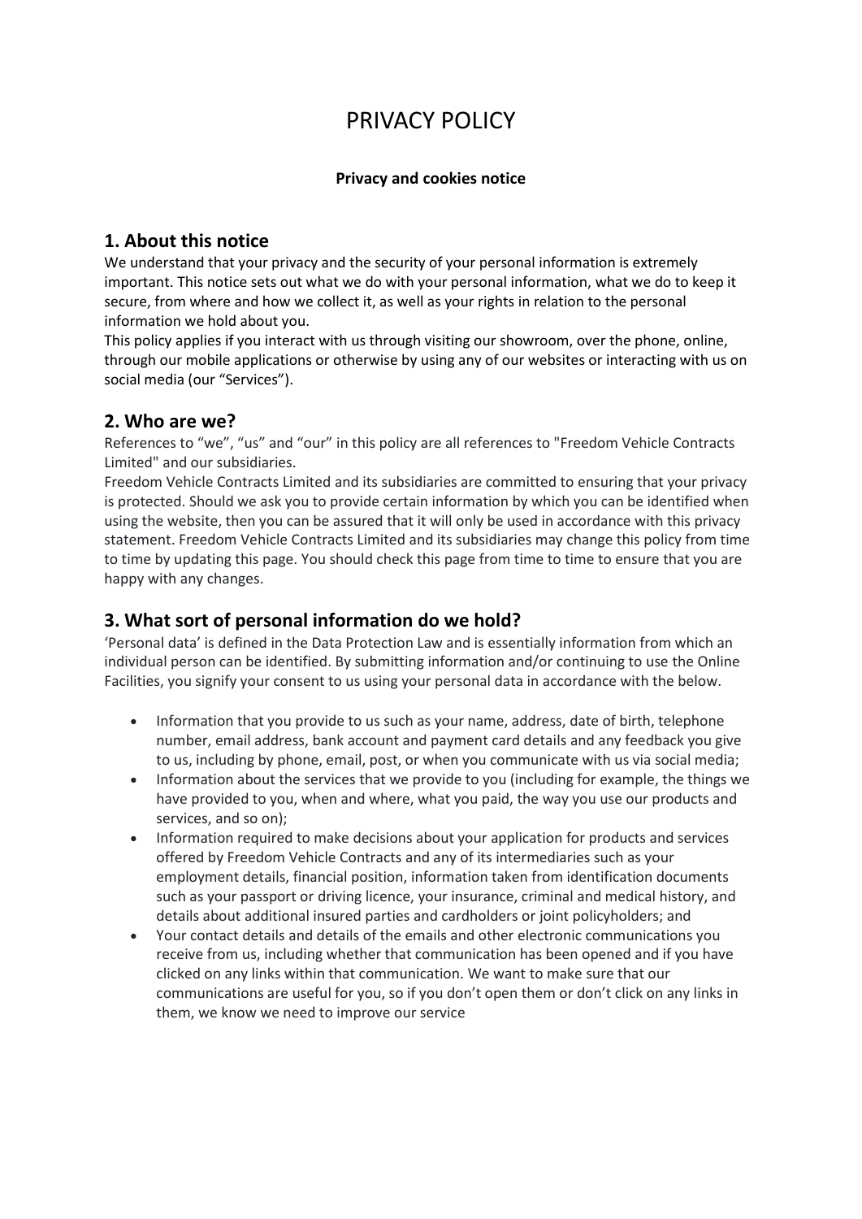# PRIVACY POLICY

**Privacy and cookies notice**

## 1. About this notice

We understand that your privacy and the security of your personal information is extremely important. This notice sets out what we do with your personal information, what we do to keep it secure, from where and how we collect it, as well as your rights in relation to the personal information we hold about you.

This policy applies if you interact with us through visiting our showroom, over the phone, online, through our mobile applications or otherwise by using any of our websites or interacting with us on social media (our "Services").

## 2. Who are we?

References to "we", "us" and "our" in this policy are all references to "Freedom Vehicle Contracts Limited" and our subsidiaries.

Freedom Vehicle Contracts Limited and its subsidiaries are committed to ensuring that your privacy is protected. Should we ask you to provide certain information by which you can be identified when using the website, then you can be assured that it will only be used in accordance with this privacy statement. Freedom Vehicle Contracts Limited and its subsidiaries may change this policy from time to time by updating this page. You should check this page from time to time to ensure that you are happy with any changes.

## 3. What sort of personal information do we hold?

'Personal data' is defined in the Data Protection Law and is essentially information from which an individual person can be identified. By submitting information and/or continuing to use the Online Facilities, you signify your consent to us using your personal data in accordance with the below.

- Information that you provide to us such as your name, address, date of birth, telephone number, email address, bank account and payment card details and any feedback you give to us, including by phone, email, post, or when you communicate with us via social media;
- Information about the services that we provide to you (including for example, the things we have provided to you, when and where, what you paid, the way you use our products and services, and so on);
- Information required to make decisions about your application for products and services offered by Freedom Vehicle Contracts and any of its intermediaries such as your employment details, financial position, information taken from identification documents such as your passport or driving licence, your insurance, criminal and medical history, and details about additional insured parties and cardholders or joint policyholders; and
- Your contact details and details of the emails and other electronic communications you receive from us, including whether that communication has been opened and if you have clicked on any links within that communication. We want to make sure that our communications are useful for you, so if you don't open them or don't click on any links in them, we know we need to improve our service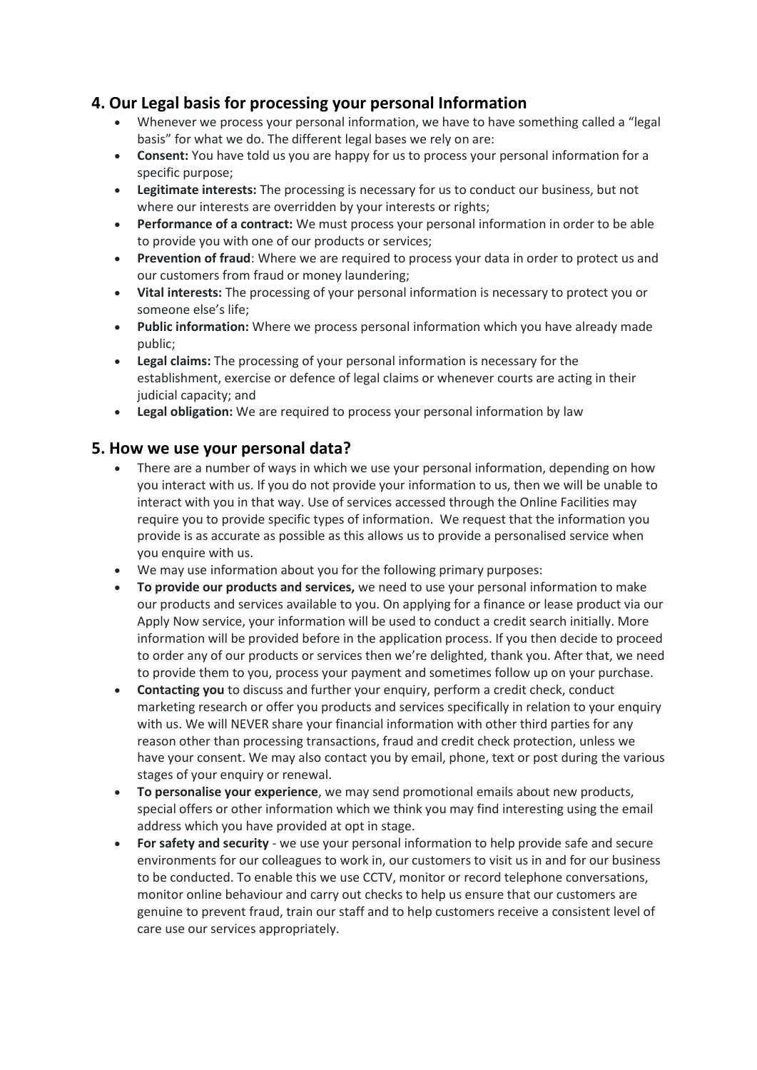## 4. Our Legal basis for processing your personal Information

- Whenever we process your personal information, we have to have something called a "legal basis" for what we do. The different legal bases we rely on are:
- **Consent:** You have told us you are happy for us to process your personal information for a specific purpose;
- **Legitimate interests:** The processing is necessary for us to conduct our business, but not where our interests are overridden by your interests or rights;
- **Performance of a contract:** We must process your personal information in order to be able to provide you with one of our products or services;
- **Prevention of fraud**: Where we are required to process your data in order to protect us and our customers from fraud or money laundering;
- **Vital interests:** The processing of your personal information is necessary to protect you or someone else's life;
- **Public information:** Where we process personal information which you have already made public;
- **Legal claims:** The processing of your personal information is necessary for the establishment, exercise or defence of legal claims or whenever courts are acting in their judicial capacity; and
- **Legal obligation:** We are required to process your personal information by law

## 5. How we use your personal data?

- There are a number of ways in which we use your personal information, depending on how you interact with us. If you do not provide your information to us, then we will be unable to interact with you in that way. Use of services accessed through the Online Facilities may require you to provide specific types of information. We request that the information you provide is as accurate as possible as this allows us to provide a personalised service when you enquire with us.
- We may use information about you for the following primary purposes:
- **To provide our products and services,** we need to use your personal information to make our products and services available to you. On applying for a finance or lease product via our Apply Now service, your information will be used to conduct a credit search initially. More information will be provided before in the application process. If you then decide to proceed to order any of our products or services then we're delighted, thank you. After that, we need to provide them to you, process your payment and sometimes follow up on your purchase.
- **Contacting you** to discuss and further your enquiry, perform a credit check, conduct marketing research or offer you products and services specifically in relation to your enquiry with us. We will NEVER share your financial information with other third parties for any reason other than processing transactions, fraud and credit check protection, unless we have your consent. We may also contact you by email, phone, text or post during the various stages of your enquiry or renewal.
- **To personalise your experience**, we may send promotional emails about new products, special offers or other information which we think you may find interesting using the email address which you have provided at opt in stage.
- **For safety and security** - we use your personal information to help provide safe and secure environments for our colleagues to work in, our customers to visit us in and for our business to be conducted. To enable this we use CCTV, monitor or record telephone conversations, monitor online behaviour and carry out checks to help us ensure that our customers are genuine to prevent fraud, train our staff and to help customers receive a consistent level of care use our services appropriately.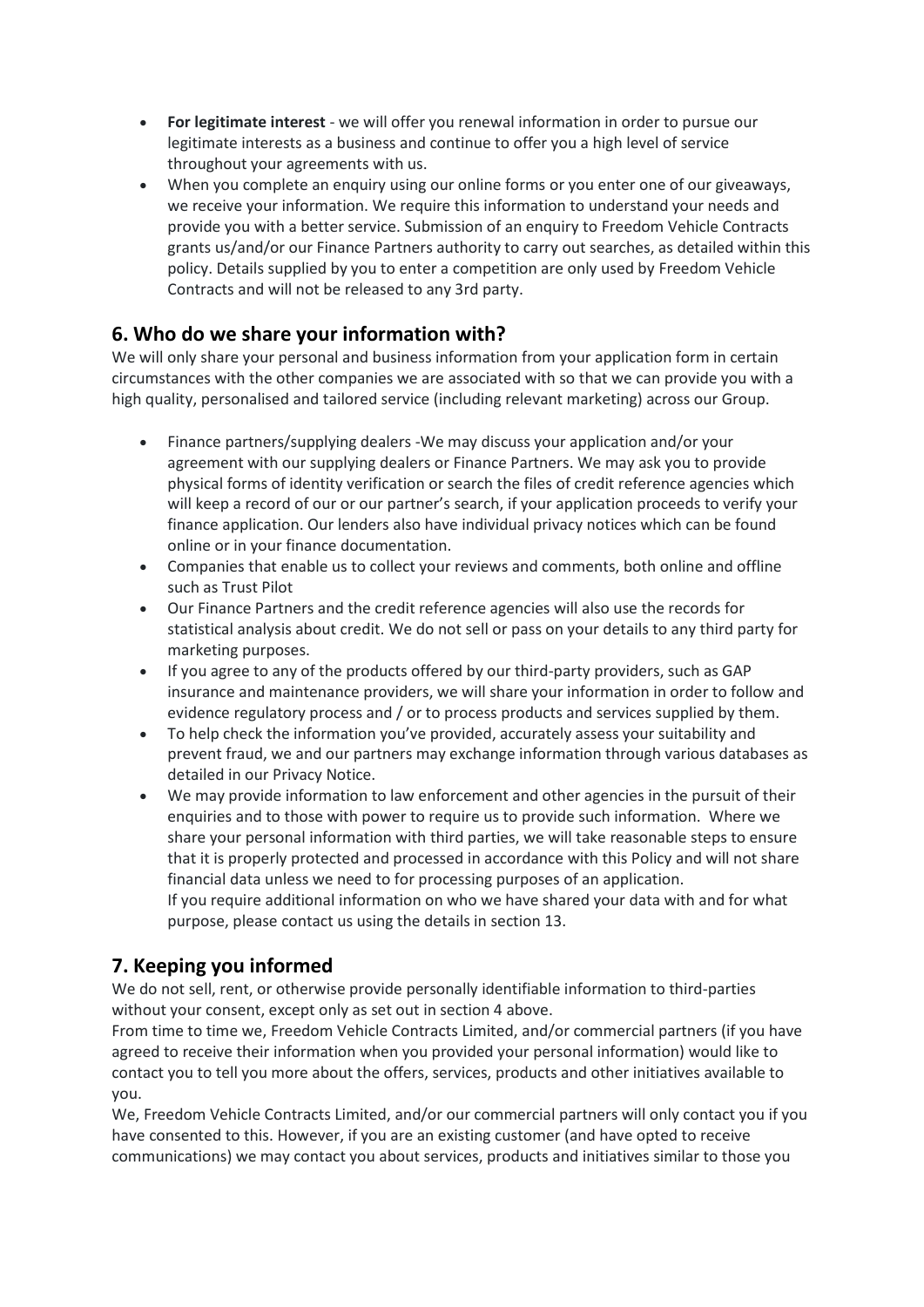- **For legitimate interest** - we will offer you renewal information in order to pursue our legitimate interests as a business and continue to offer you a high level of service throughout your agreements with us.
- When you complete an enquiry using our online forms or you enter one of our giveaways, we receive your information. We require this information to understand your needs and provide you with a better service. Submission of an enquiry to Freedom Vehicle Contracts grants us/and/or our Finance Partners authority to carry out searches, as detailed within this policy. Details supplied by you to enter a competition are only used by Freedom Vehicle Contracts and will not be released to any 3rd party.

## 6. Who do we share your information with?

We will only share your personal and business information from your application form in certain circumstances with the other companies we are associated with so that we can provide you with a high quality, personalised and tailored service (including relevant marketing) across our Group.

- Finance partners/supplying dealers -We may discuss your application and/or your agreement with our supplying dealers or Finance Partners. We may ask you to provide physical forms of identity verification or search the files of credit reference agencies which will keep a record of our or our partner's search, if your application proceeds to verify your finance application. Our lenders also have individual privacy notices which can be found online or in your finance documentation.
- Companies that enable us to collect your reviews and comments, both online and offline such as Trust Pilot
- Our Finance Partners and the credit reference agencies will also use the records for statistical analysis about credit. We do not sell or pass on your details to any third party for marketing purposes.
- If you agree to any of the products offered by our third-party providers, such as GAP insurance and maintenance providers, we will share your information in order to follow and evidence regulatory process and / or to process products and services supplied by them.
- To help check the information you've provided, accurately assess your suitability and prevent fraud, we and our partners may exchange information through various databases as detailed in our Privacy Notice.
- We may provide information to law enforcement and other agencies in the pursuit of their enquiries and to those with power to require us to provide such information. Where we share your personal information with third parties, we will take reasonable steps to ensure that it is properly protected and processed in accordance with this Policy and will not share financial data unless we need to for processing purposes of an application.
  If you require additional information on who we have shared your data with and for what purpose, please contact us using the details in section 13.

## 7. Keeping you informed

We do not sell, rent, or otherwise provide personally identifiable information to third-parties without your consent, except only as set out in section 4 above.

From time to time we, Freedom Vehicle Contracts Limited, and/or commercial partners (if you have agreed to receive their information when you provided your personal information) would like to contact you to tell you more about the offers, services, products and other initiatives available to you.

We, Freedom Vehicle Contracts Limited, and/or our commercial partners will only contact you if you have consented to this. However, if you are an existing customer (and have opted to receive communications) we may contact you about services, products and initiatives similar to those you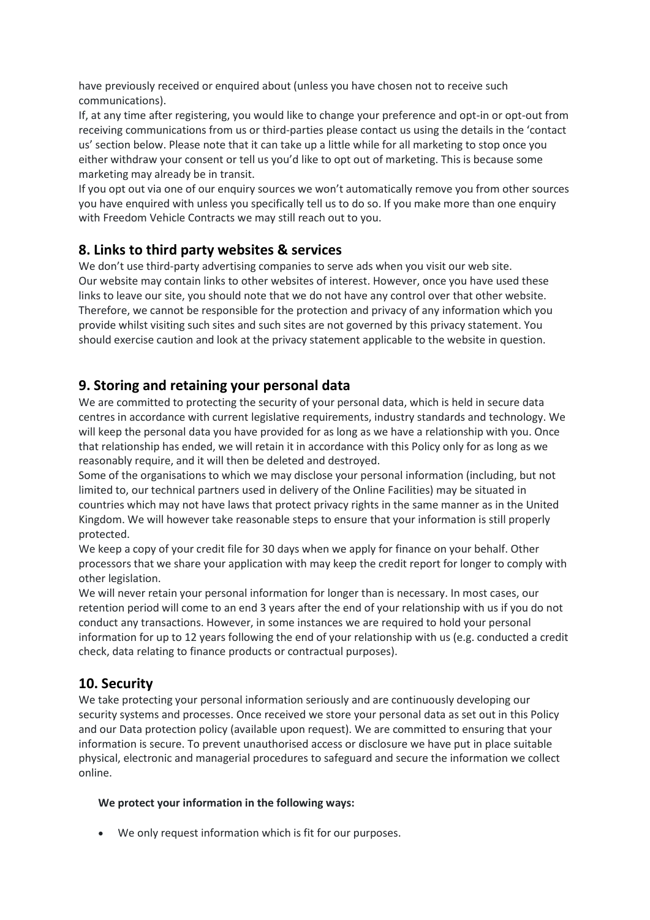have previously received or enquired about (unless you have chosen not to receive such communications).

If, at any time after registering, you would like to change your preference and opt-in or opt-out from receiving communications from us or third-parties please contact us using the details in the 'contact us' section below. Please note that it can take up a little while for all marketing to stop once you either withdraw your consent or tell us you'd like to opt out of marketing. This is because some marketing may already be in transit.

If you opt out via one of our enquiry sources we won't automatically remove you from other sources you have enquired with unless you specifically tell us to do so. If you make more than one enquiry with Freedom Vehicle Contracts we may still reach out to you.

## 8. Links to third party websites & services

We don't use third-party advertising companies to serve ads when you visit our web site.

Our website may contain links to other websites of interest. However, once you have used these links to leave our site, you should note that we do not have any control over that other website. Therefore, we cannot be responsible for the protection and privacy of any information which you provide whilst visiting such sites and such sites are not governed by this privacy statement. You should exercise caution and look at the privacy statement applicable to the website in question.

## 9. Storing and retaining your personal data

We are committed to protecting the security of your personal data, which is held in secure data centres in accordance with current legislative requirements, industry standards and technology. We will keep the personal data you have provided for as long as we have a relationship with you. Once that relationship has ended, we will retain it in accordance with this Policy only for as long as we reasonably require, and it will then be deleted and destroyed.

Some of the organisations to which we may disclose your personal information (including, but not limited to, our technical partners used in delivery of the Online Facilities) may be situated in countries which may not have laws that protect privacy rights in the same manner as in the United Kingdom. We will however take reasonable steps to ensure that your information is still properly protected.

We keep a copy of your credit file for 30 days when we apply for finance on your behalf. Other processors that we share your application with may keep the credit report for longer to comply with other legislation.

We will never retain your personal information for longer than is necessary. In most cases, our retention period will come to an end 3 years after the end of your relationship with us if you do not conduct any transactions. However, in some instances we are required to hold your personal information for up to 12 years following the end of your relationship with us (e.g. conducted a credit check, data relating to finance products or contractual purposes).

## 10. Security

We take protecting your personal information seriously and are continuously developing our security systems and processes. Once received we store your personal data as set out in this Policy and our Data protection policy (available upon request). We are committed to ensuring that your information is secure. To prevent unauthorised access or disclosure we have put in place suitable physical, electronic and managerial procedures to safeguard and secure the information we collect online.

**We protect your information in the following ways:**

- We only request information which is fit for our purposes.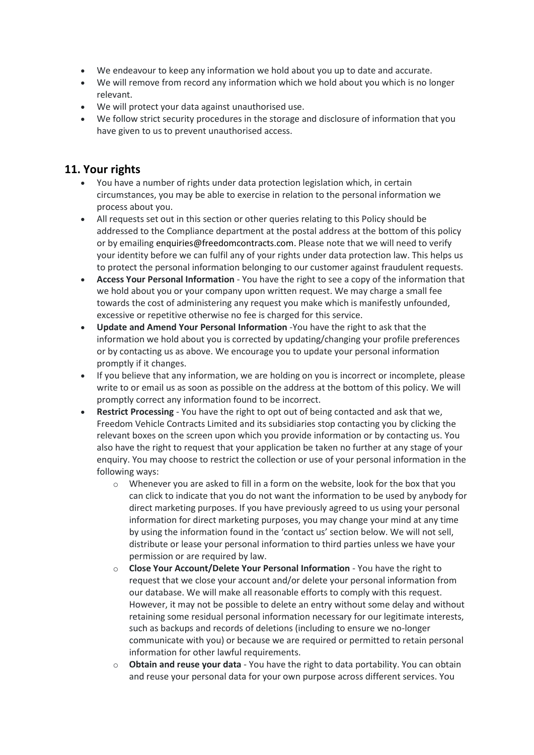- We endeavour to keep any information we hold about you up to date and accurate.
- We will remove from record any information which we hold about you which is no longer relevant.
- We will protect your data against unauthorised use.
- We follow strict security procedures in the storage and disclosure of information that you have given to us to prevent unauthorised access.

## 11. Your rights

- You have a number of rights under data protection legislation which, in certain circumstances, you may be able to exercise in relation to the personal information we process about you.
- All requests set out in this section or other queries relating to this Policy should be addressed to the Compliance department at the postal address at the bottom of this policy or by emailing enquiries@freedomcontracts.com. Please note that we will need to verify your identity before we can fulfil any of your rights under data protection law. This helps us to protect the personal information belonging to our customer against fraudulent requests.
- **Access Your Personal Information** - You have the right to see a copy of the information that we hold about you or your company upon written request. We may charge a small fee towards the cost of administering any request you make which is manifestly unfounded, excessive or repetitive otherwise no fee is charged for this service.
- **Update and Amend Your Personal Information** -You have the right to ask that the information we hold about you is corrected by updating/changing your profile preferences or by contacting us as above. We encourage you to update your personal information promptly if it changes.
- If you believe that any information, we are holding on you is incorrect or incomplete, please write to or email us as soon as possible on the address at the bottom of this policy. We will promptly correct any information found to be incorrect.
- **Restrict Processing** - You have the right to opt out of being contacted and ask that we, Freedom Vehicle Contracts Limited and its subsidiaries stop contacting you by clicking the relevant boxes on the screen upon which you provide information or by contacting us. You also have the right to request that your application be taken no further at any stage of your enquiry. You may choose to restrict the collection or use of your personal information in the following ways:
    - Whenever you are asked to fill in a form on the website, look for the box that you can click to indicate that you do not want the information to be used by anybody for direct marketing purposes. If you have previously agreed to us using your personal information for direct marketing purposes, you may change your mind at any time by using the information found in the 'contact us' section below. We will not sell, distribute or lease your personal information to third parties unless we have your permission or are required by law.
    - **Close Your Account/Delete Your Personal Information** - You have the right to request that we close your account and/or delete your personal information from our database. We will make all reasonable efforts to comply with this request. However, it may not be possible to delete an entry without some delay and without retaining some residual personal information necessary for our legitimate interests, such as backups and records of deletions (including to ensure we no-longer communicate with you) or because we are required or permitted to retain personal information for other lawful requirements.
    - **Obtain and reuse your data** - You have the right to data portability. You can obtain and reuse your personal data for your own purpose across different services. You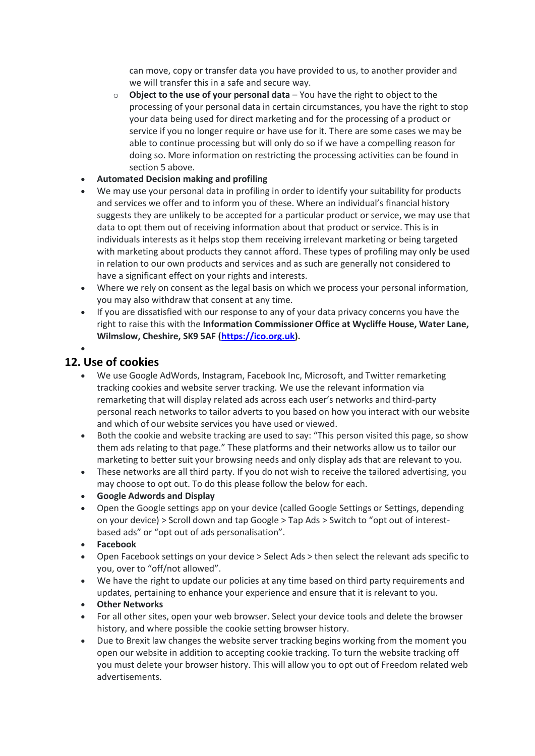can move, copy or transfer data you have provided to us, to another provider and we will transfer this in a safe and secure way.

  - **Object to the use of your personal data** – You have the right to object to the processing of your personal data in certain circumstances, you have the right to stop your data being used for direct marketing and for the processing of a product or service if you no longer require or have use for it. There are some cases we may be able to continue processing but will only do so if we have a compelling reason for doing so. More information on restricting the processing activities can be found in section 5 above.

- **Automated Decision making and profiling**
- We may use your personal data in profiling in order to identify your suitability for products and services we offer and to inform you of these. Where an individual's financial history suggests they are unlikely to be accepted for a particular product or service, we may use that data to opt them out of receiving information about that product or service. This is in individuals interests as it helps stop them receiving irrelevant marketing or being targeted with marketing about products they cannot afford. These types of profiling may only be used in relation to our own products and services and as such are generally not considered to have a significant effect on your rights and interests.
- Where we rely on consent as the legal basis on which we process your personal information, you may also withdraw that consent at any time.
- If you are dissatisfied with our response to any of your data privacy concerns you have the right to raise this with the **Information Commissioner Office at Wycliffe House, Water Lane, Wilmslow, Cheshire, SK9 5AF ([https://ico.org.uk](https://ico.org.uk)).**

## 12. Use of cookies

- We use Google AdWords, Instagram, Facebook Inc, Microsoft, and Twitter remarketing tracking cookies and website server tracking. We use the relevant information via remarketing that will display related ads across each user's networks and third-party personal reach networks to tailor adverts to you based on how you interact with our website and which of our website services you have used or viewed.
- Both the cookie and website tracking are used to say: "This person visited this page, so show them ads relating to that page." These platforms and their networks allow us to tailor our marketing to better suit your browsing needs and only display ads that are relevant to you.
- These networks are all third party. If you do not wish to receive the tailored advertising, you may choose to opt out. To do this please follow the below for each.
- **Google Adwords and Display**
- Open the Google settings app on your device (called Google Settings or Settings, depending on your device) > Scroll down and tap Google > Tap Ads > Switch to "opt out of interest-based ads" or "opt out of ads personalisation".
- **Facebook**
- Open Facebook settings on your device > Select Ads > then select the relevant ads specific to you, over to "off/not allowed".
- We have the right to update our policies at any time based on third party requirements and updates, pertaining to enhance your experience and ensure that it is relevant to you.
- **Other Networks**
- For all other sites, open your web browser. Select your device tools and delete the browser history, and where possible the cookie setting browser history.
- Due to Brexit law changes the website server tracking begins working from the moment you open our website in addition to accepting cookie tracking. To turn the website tracking off you must delete your browser history. This will allow you to opt out of Freedom related web advertisements.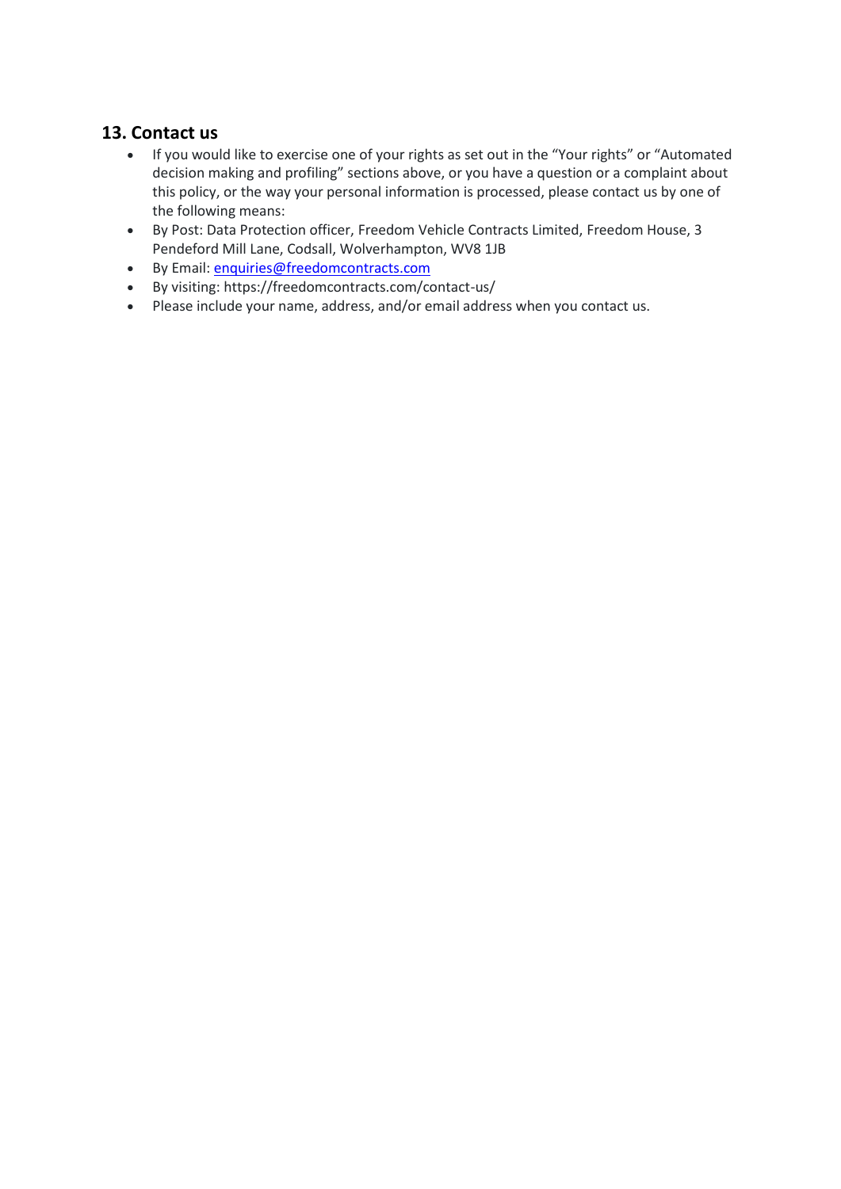## 13. Contact us

- If you would like to exercise one of your rights as set out in the "Your rights" or "Automated decision making and profiling" sections above, or you have a question or a complaint about this policy, or the way your personal information is processed, please contact us by one of the following means:
- By Post: Data Protection officer, Freedom Vehicle Contracts Limited, Freedom House, 3 Pendeford Mill Lane, Codsall, Wolverhampton, WV8 1JB
- By Email: [enquiries@freedomcontracts.com](mailto:enquiries@freedomcontracts.com)
- By visiting: https://freedomcontracts.com/contact-us/
- Please include your name, address, and/or email address when you contact us.